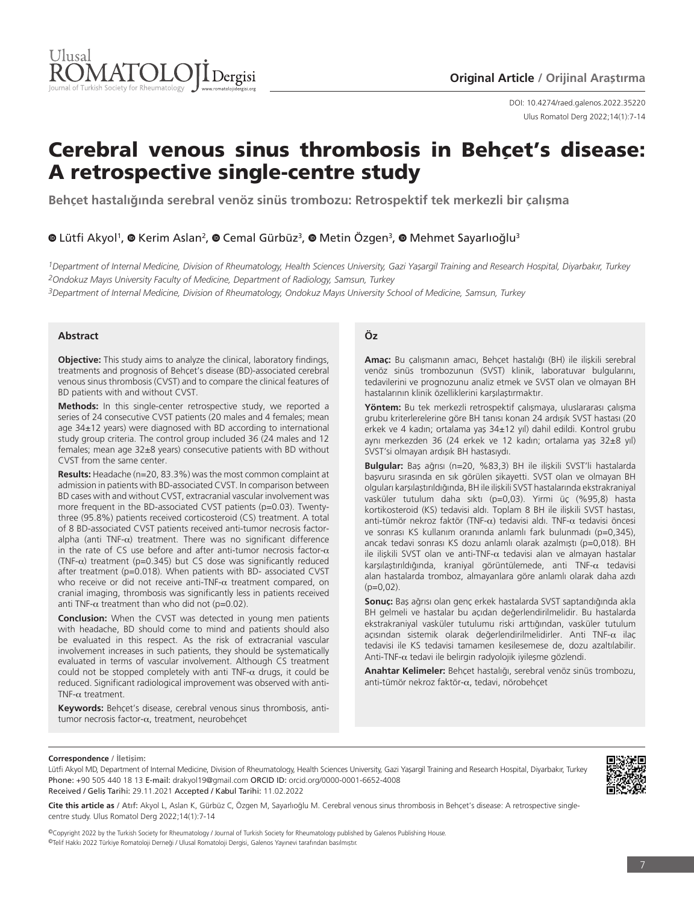Original Article / Orijinal Araştırma

DOI: 10.4274/raed.galenos.2022.35220

# Cerebral venous sinus thrombosis in Behçet's disease: A retrospective single-centre study

**Behçet hastalığında serebral venöz sinüs trombozu: Retrospektif tek merkezli bir çalışma**

Lütfi Akyol[1], Kerim Aslan[2], Cemal Gürbüz[3], Metin Özgen[3], Mehmet Sayarlıoğlu[3]

*[1]Department of Internal Medicine, Division of Rheumatology, Health Sciences University, Gazi Yaşargil Training and Research Hospital, Diyarbakır, Turkey*
*[2]Ondokuz Mayıs University Faculty of Medicine, Department of Radiology, Samsun, Turkey*
*[3]Department of Internal Medicine, Division of Rheumatology, Ondokuz Mayıs University School of Medicine, Samsun, Turkey*

## Abstract

**Objective:** This study aims to analyze the clinical, laboratory findings, treatments and prognosis of Behçet's disease (BD)-associated cerebral venous sinus thrombosis (CVST) and to compare the clinical features of BD patients with and without CVST.

**Methods:** In this single-center retrospective study, we reported a series of 24 consecutive CVST patients (20 males and 4 females; mean age 34±12 years) were diagnosed with BD according to international study group criteria. The control group included 36 (24 males and 12 females; mean age 32±8 years) consecutive patients with BD without CVST from the same center.

**Results:** Headache (n=20, 83.3%) was the most common complaint at admission in patients with BD-associated CVST. In comparison between BD cases with and without CVST, extracranial vascular involvement was more frequent in the BD-associated CVST patients (p=0.03). Twenty-three (95.8%) patients received corticosteroid (CS) treatment. A total of 8 BD-associated CVST patients received anti-tumor necrosis factor-alpha (anti TNF-$\alpha$) treatment. There was no significant difference in the rate of CS use before and after anti-tumor necrosis factor-$\alpha$ (TNF-$\alpha$) treatment (p=0.345) but CS dose was significantly reduced after treatment (p=0.018). When patients with BD- associated CVST who receive or did not receive anti-TNF-$\alpha$ treatment compared, on cranial imaging, thrombosis was significantly less in patients received anti TNF-$\alpha$ treatment than who did not (p=0.02).

**Conclusion:** When the CVST was detected in young men patients with headache, BD should come to mind and patients should also be evaluated in this respect. As the risk of extracranial vascular involvement increases in such patients, they should be systematically evaluated in terms of vascular involvement. Although CS treatment could not be stopped completely with anti TNF-$\alpha$ drugs, it could be reduced. Significant radiological improvement was observed with anti-TNF-$\alpha$ treatment.

**Keywords:** Behçet's disease, cerebral venous sinus thrombosis, anti-tumor necrosis factor-$\alpha$, treatment, neurobehçet

## Öz

**Amaç:** Bu çalışmanın amacı, Behçet hastalığı (BH) ile ilişkili serebral venöz sinüs trombozunun (SVST) klinik, laboratuvar bulgularını, tedavilerini ve prognozunu analiz etmek ve SVST olan ve olmayan BH hastalarının klinik özelliklerini karşılaştırmaktır.

**Yöntem:** Bu tek merkezli retrospektif çalışmaya, uluslararası çalışma grubu kriterlerelerine göre BH tanısı konan 24 ardışık SVST hastası (20 erkek ve 4 kadın; ortalama yaş 34±12 yıl) dahil edildi. Kontrol grubu aynı merkezden 36 (24 erkek ve 12 kadın; ortalama yaş 32±8 yıl) SVST'si olmayan ardışık BH hastasıydı.

**Bulgular:** Baş ağrısı (n=20, %83,3) BH ile ilişkili SVST'li hastalarda başvuru sırasında en sık görülen şikayetti. SVST olan ve olmayan BH olguları karşılaştırıldığında, BH ile ilişkili SVST hastalarında ekstrakraniyal vasküler tutulum daha sıktı (p=0,03). Yirmi üç (%95,8) hasta kortikosteroid (KS) tedavisi aldı. Toplam 8 BH ile ilişkili SVST hastası, anti-tümör nekroz faktör (TNF-$\alpha$) tedavisi aldı. TNF-$\alpha$ tedavisi öncesi ve sonrası KS kullanım oranında anlamlı fark bulunmadı (p=0,345), ancak tedavi sonrası KS dozu anlamlı olarak azalmıştı (p=0,018). BH ile ilişkili SVST olan ve anti-TNF-$\alpha$ tedavisi alan ve almayan hastalar karşılaştırıldığında, kraniyal görüntülemede, anti TNF-$\alpha$ tedavisi alan hastalarda tromboz, almayanlara göre anlamlı olarak daha azdı (p=0,02).

**Sonuç:** Baş ağrısı olan genç erkek hastalarda SVST saptandığında akla BH gelmeli ve hastalar bu açıdan değerlendirilmelidir. Bu hastalarda ekstrakraniyal vasküler tutulumu riski arttığından, vasküler tutulum açısından sistemik olarak değerlendirilmelidirler. Anti TNF-$\alpha$ ilaç tedavisi ile KS tedavisi tamamen kesilemese de, dozu azaltılabilir. Anti-TNF-$\alpha$ tedavi ile belirgin radyolojik iyileşme gözlendi.

**Anahtar Kelimeler:** Behçet hastalığı, serebral venöz sinüs trombozu, anti-tümör nekroz faktör-$\alpha$, tedavi, nörobehçet

**Correspondence / İletişim:**
Lütfi Akyol MD, Department of Internal Medicine, Division of Rheumatology, Health Sciences University, Gazi Yaşargil Training and Research Hospital, Diyarbakır, Turkey
Phone: +90 505 440 18 13 E-mail: drakyol19@gmail.com ORCID ID: orcid.org/0000-0001-6652-4008
Received / Geliş Tarihi: 29.11.2021 Accepted / Kabul Tarihi: 11.02.2022

**Cite this article as / Atıf:** Akyol L, Aslan K, Gürbüz C, Özgen M, Sayarlıoğlu M. Cerebral venous sinus thrombosis in Behçet's disease: A retrospective single-centre study. Ulus Romatol Derg 2022;14(1):7-14

©Copyright 2022 by the Turkish Society for Rheumatology / Journal of Turkish Society for Rheumatology published by Galenos Publishing House.
©Telif Hakkı 2022 Türkiye Romatoloji Derneği / Ulusal Romatoloji Dergisi, Galenos Yayınevi tarafından basılmıştır.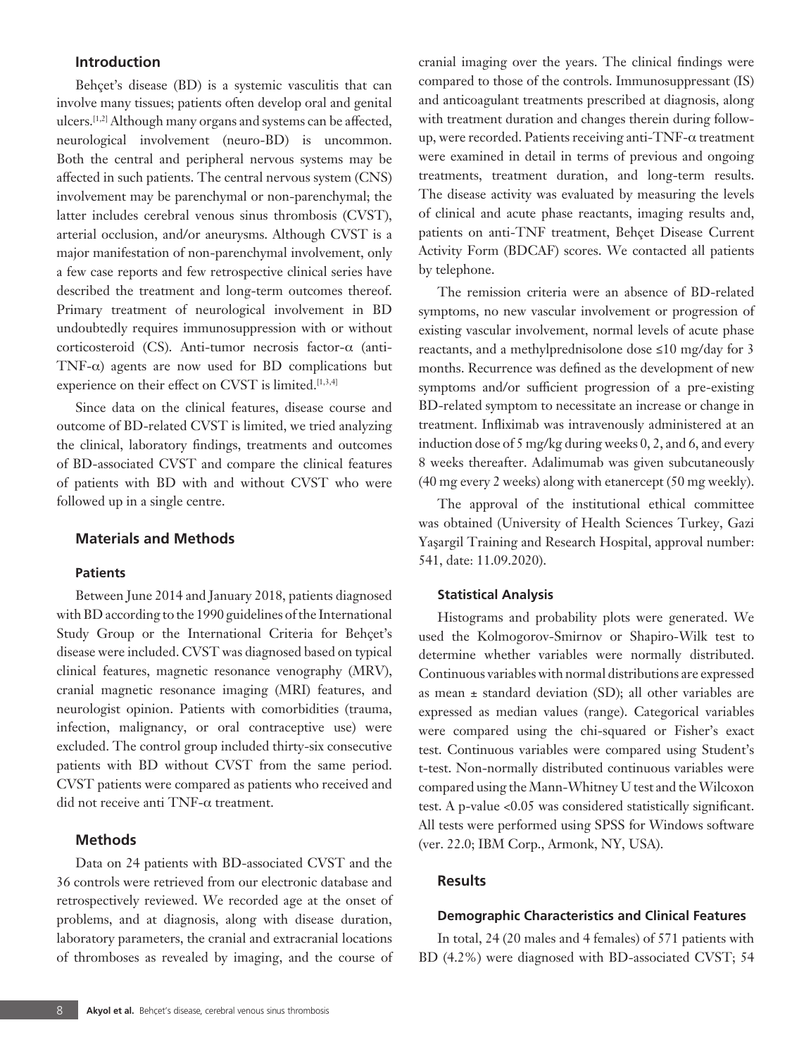## Introduction

Behçet's disease (BD) is a systemic vasculitis that can involve many tissues; patients often develop oral and genital ulcers.[1,2] Although many organs and systems can be affected, neurological involvement (neuro-BD) is uncommon. Both the central and peripheral nervous systems may be affected in such patients. The central nervous system (CNS) involvement may be parenchymal or non-parenchymal; the latter includes cerebral venous sinus thrombosis (CVST), arterial occlusion, and/or aneurysms. Although CVST is a major manifestation of non-parenchymal involvement, only a few case reports and few retrospective clinical series have described the treatment and long-term outcomes thereof. Primary treatment of neurological involvement in BD undoubtedly requires immunosuppression with or without corticosteroid (CS). Anti-tumor necrosis factor-α (anti-TNF-α) agents are now used for BD complications but experience on their effect on CVST is limited.[1,3,4]

Since data on the clinical features, disease course and outcome of BD-related CVST is limited, we tried analyzing the clinical, laboratory findings, treatments and outcomes of BD-associated CVST and compare the clinical features of patients with BD with and without CVST who were followed up in a single centre.

## Materials and Methods

### Patients

Between June 2014 and January 2018, patients diagnosed with BD according to the 1990 guidelines of the International Study Group or the International Criteria for Behçet's disease were included. CVST was diagnosed based on typical clinical features, magnetic resonance venography (MRV), cranial magnetic resonance imaging (MRI) features, and neurologist opinion. Patients with comorbidities (trauma, infection, malignancy, or oral contraceptive use) were excluded. The control group included thirty-six consecutive patients with BD without CVST from the same period. CVST patients were compared as patients who received and did not receive anti TNF-α treatment.

### Methods

Data on 24 patients with BD-associated CVST and the 36 controls were retrieved from our electronic database and retrospectively reviewed. We recorded age at the onset of problems, and at diagnosis, along with disease duration, laboratory parameters, the cranial and extracranial locations of thromboses as revealed by imaging, and the course of cranial imaging over the years. The clinical findings were compared to those of the controls. Immunosuppressant (IS) and anticoagulant treatments prescribed at diagnosis, along with treatment duration and changes therein during follow-up, were recorded. Patients receiving anti-TNF-α treatment were examined in detail in terms of previous and ongoing treatments, treatment duration, and long-term results. The disease activity was evaluated by measuring the levels of clinical and acute phase reactants, imaging results and, patients on anti-TNF treatment, Behçet Disease Current Activity Form (BDCAF) scores. We contacted all patients by telephone.

The remission criteria were an absence of BD-related symptoms, no new vascular involvement or progression of existing vascular involvement, normal levels of acute phase reactants, and a methylprednisolone dose ≤10 mg/day for 3 months. Recurrence was defined as the development of new symptoms and/or sufficient progression of a pre-existing BD-related symptom to necessitate an increase or change in treatment. Infliximab was intravenously administered at an induction dose of 5 mg/kg during weeks 0, 2, and 6, and every 8 weeks thereafter. Adalimumab was given subcutaneously (40 mg every 2 weeks) along with etanercept (50 mg weekly).

The approval of the institutional ethical committee was obtained (University of Health Sciences Turkey, Gazi Yaşargil Training and Research Hospital, approval number: 541, date: 11.09.2020).

### Statistical Analysis

Histograms and probability plots were generated. We used the Kolmogorov-Smirnov or Shapiro-Wilk test to determine whether variables were normally distributed. Continuous variables with normal distributions are expressed as mean ± standard deviation (SD); all other variables are expressed as median values (range). Categorical variables were compared using the chi-squared or Fisher's exact test. Continuous variables were compared using Student's t-test. Non-normally distributed continuous variables were compared using the Mann-Whitney U test and the Wilcoxon test. A p-value <0.05 was considered statistically significant. All tests were performed using SPSS for Windows software (ver. 22.0; IBM Corp., Armonk, NY, USA).

## Results

### Demographic Characteristics and Clinical Features

In total, 24 (20 males and 4 females) of 571 patients with BD (4.2%) were diagnosed with BD-associated CVST; 54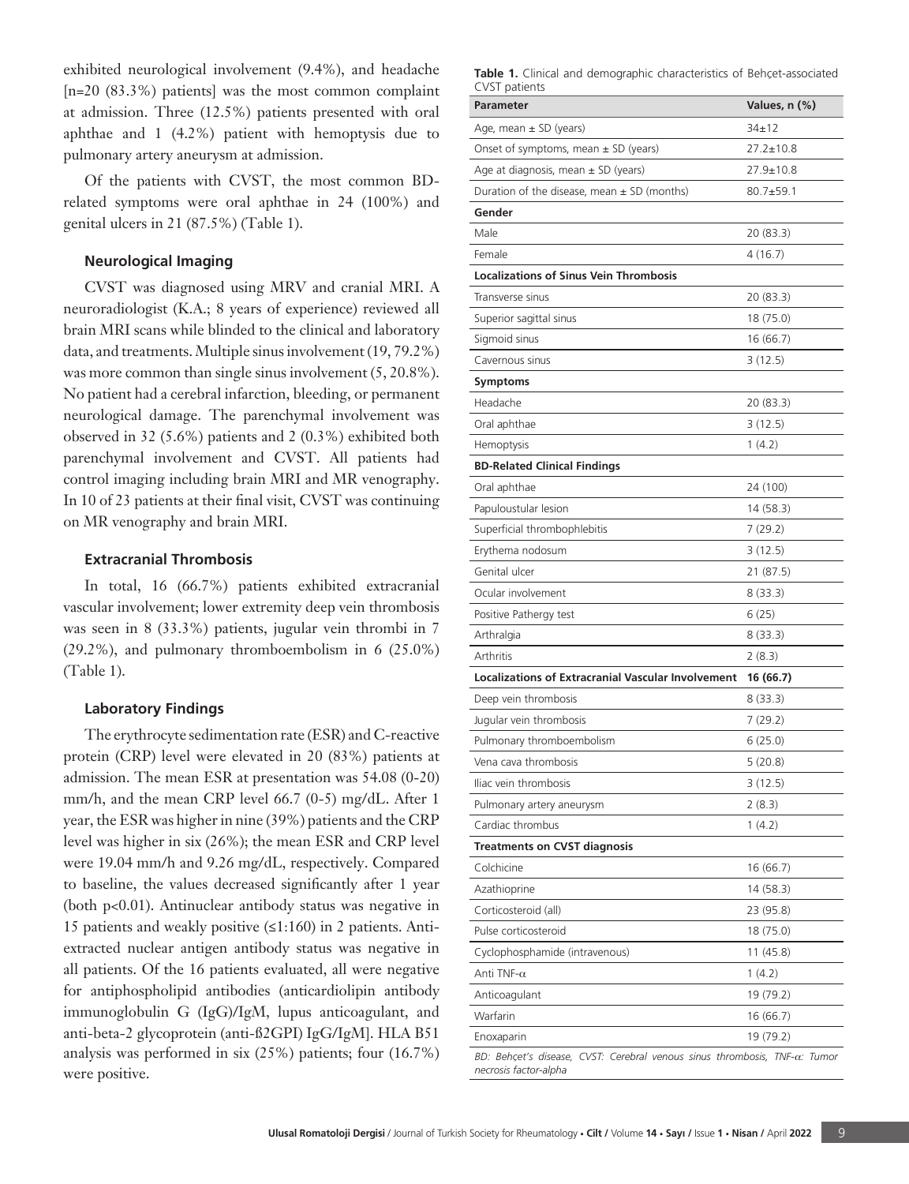exhibited neurological involvement (9.4%), and headache [n=20 (83.3%) patients] was the most common complaint at admission. Three (12.5%) patients presented with oral aphthae and 1 (4.2%) patient with hemoptysis due to pulmonary artery aneurysm at admission.

Of the patients with CVST, the most common BD-related symptoms were oral aphthae in 24 (100%) and genital ulcers in 21 (87.5%) (Table 1).

### Neurological Imaging

CVST was diagnosed using MRV and cranial MRI. A neuroradiologist (K.A.; 8 years of experience) reviewed all brain MRI scans while blinded to the clinical and laboratory data, and treatments. Multiple sinus involvement (19, 79.2%) was more common than single sinus involvement (5, 20.8%). No patient had a cerebral infarction, bleeding, or permanent neurological damage. The parenchymal involvement was observed in 32 (5.6%) patients and 2 (0.3%) exhibited both parenchymal involvement and CVST. All patients had control imaging including brain MRI and MR venography. In 10 of 23 patients at their final visit, CVST was continuing on MR venography and brain MRI.

### Extracranial Thrombosis

In total, 16 (66.7%) patients exhibited extracranial vascular involvement; lower extremity deep vein thrombosis was seen in 8 (33.3%) patients, jugular vein thrombi in 7 (29.2%), and pulmonary thromboembolism in 6 (25.0%) (Table 1).

### Laboratory Findings

The erythrocyte sedimentation rate (ESR) and C-reactive protein (CRP) level were elevated in 20 (83%) patients at admission. The mean ESR at presentation was 54.08 (0-20) mm/h, and the mean CRP level 66.7 (0-5) mg/dL. After 1 year, the ESR was higher in nine (39%) patients and the CRP level was higher in six (26%); the mean ESR and CRP level were 19.04 mm/h and 9.26 mg/dL, respectively. Compared to baseline, the values decreased significantly after 1 year (both p<0.01). Antinuclear antibody status was negative in 15 patients and weakly positive (≤1:160) in 2 patients. Anti-extracted nuclear antigen antibody status was negative in all patients. Of the 16 patients evaluated, all were negative for antiphospholipid antibodies (anticardiolipin antibody immunoglobulin G (IgG)/IgM, lupus anticoagulant, and anti-beta-2 glycoprotein (anti-ß2GPI) IgG/IgM]. HLA B51 analysis was performed in six (25%) patients; four (16.7%) were positive.

**Table 1.** Clinical and demographic characteristics of Behçet-associated CVST patients

| Parameter | Values, n (%) |
|---|---|
| Age, mean ± SD (years) | 34±12 |
| Onset of symptoms, mean ± SD (years) | 27.2±10.8 |
| Age at diagnosis, mean ± SD (years) | 27.9±10.8 |
| Duration of the disease, mean ± SD (months) | 80.7±59.1 |
| **Gender** | |
| Male | 20 (83.3) |
| Female | 4 (16.7) |
| **Localizations of Sinus Vein Thrombosis** | |
| Transverse sinus | 20 (83.3) |
| Superior sagittal sinus | 18 (75.0) |
| Sigmoid sinus | 16 (66.7) |
| Cavernous sinus | 3 (12.5) |
| **Symptoms** | |
| Headache | 20 (83.3) |
| Oral aphthae | 3 (12.5) |
| Hemoptysis | 1 (4.2) |
| **BD-Related Clinical Findings** | |
| Oral aphthae | 24 (100) |
| Papuloustular lesion | 14 (58.3) |
| Superficial thrombophlebitis | 7 (29.2) |
| Erythema nodosum | 3 (12.5) |
| Genital ulcer | 21 (87.5) |
| Ocular involvement | 8 (33.3) |
| Positive Pathergy test | 6 (25) |
| Arthralgia | 8 (33.3) |
| Arthritis | 2 (8.3) |
| **Localizations of Extracranial Vascular Involvement** | **16 (66.7)** |
| Deep vein thrombosis | 8 (33.3) |
| Jugular vein thrombosis | 7 (29.2) |
| Pulmonary thromboembolism | 6 (25.0) |
| Vena cava thrombosis | 5 (20.8) |
| Iliac vein thrombosis | 3 (12.5) |
| Pulmonary artery aneurysm | 2 (8.3) |
| Cardiac thrombus | 1 (4.2) |
| **Treatments on CVST diagnosis** | |
| Colchicine | 16 (66.7) |
| Azathioprine | 14 (58.3) |
| Corticosteroid (all) | 23 (95.8) |
| Pulse corticosteroid | 18 (75.0) |
| Cyclophosphamide (intravenous) | 11 (45.8) |
| Anti TNF-$\alpha$ | 1 (4.2) |
| Anticoagulant | 19 (79.2) |
| Warfarin | 16 (66.7) |
| Enoxaparin | 19 (79.2) |

*BD: Behçet's disease, CVST: Cerebral venous sinus thrombosis, TNF-$\alpha$: Tumor necrosis factor-alpha*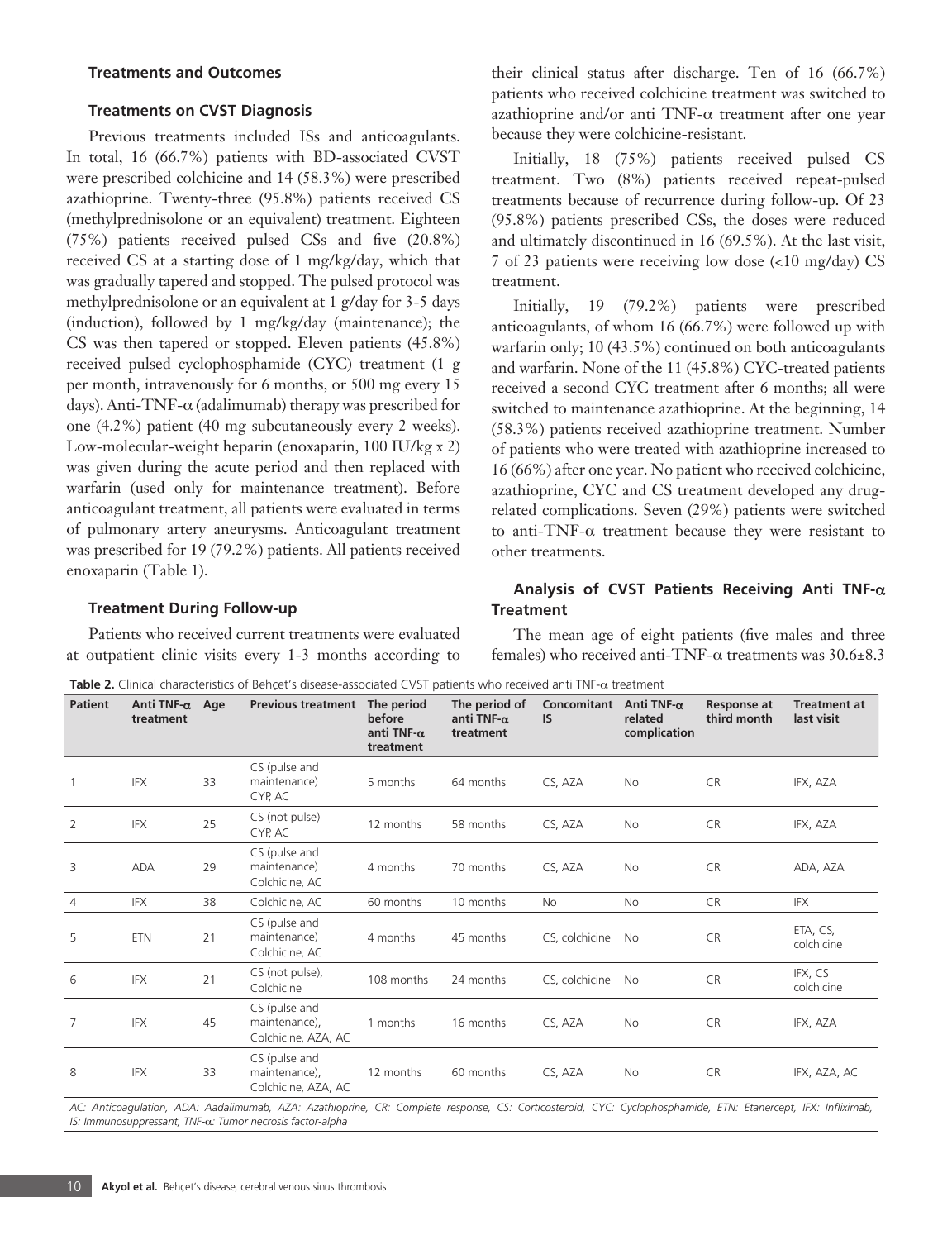### Treatments and Outcomes

#### Treatments on CVST Diagnosis

Previous treatments included ISs and anticoagulants. In total, 16 (66.7%) patients with BD-associated CVST were prescribed colchicine and 14 (58.3%) were prescribed azathioprine. Twenty-three (95.8%) patients received CS (methylprednisolone or an equivalent) treatment. Eighteen (75%) patients received pulsed CSs and five (20.8%) received CS at a starting dose of 1 mg/kg/day, which that was gradually tapered and stopped. The pulsed protocol was methylprednisolone or an equivalent at 1 g/day for 3-5 days (induction), followed by 1 mg/kg/day (maintenance); the CS was then tapered or stopped. Eleven patients (45.8%) received pulsed cyclophosphamide (CYC) treatment (1 g per month, intravenously for 6 months, or 500 mg every 15 days). Anti-TNF-α (adalimumab) therapy was prescribed for one (4.2%) patient (40 mg subcutaneously every 2 weeks). Low-molecular-weight heparin (enoxaparin, 100 IU/kg x 2) was given during the acute period and then replaced with warfarin (used only for maintenance treatment). Before anticoagulant treatment, all patients were evaluated in terms of pulmonary artery aneurysms. Anticoagulant treatment was prescribed for 19 (79.2%) patients. All patients received enoxaparin (Table 1).

#### Treatment During Follow-up

Patients who received current treatments were evaluated at outpatient clinic visits every 1-3 months according to their clinical status after discharge. Ten of 16 (66.7%) patients who received colchicine treatment was switched to azathioprine and/or anti TNF-α treatment after one year because they were colchicine-resistant.

Initially, 18 (75%) patients received pulsed CS treatment. Two (8%) patients received repeat-pulsed treatments because of recurrence during follow-up. Of 23 (95.8%) patients prescribed CSs, the doses were reduced and ultimately discontinued in 16 (69.5%). At the last visit, 7 of 23 patients were receiving low dose (<10 mg/day) CS treatment.

Initially, 19 (79.2%) patients were prescribed anticoagulants, of whom 16 (66.7%) were followed up with warfarin only; 10 (43.5%) continued on both anticoagulants and warfarin. None of the 11 (45.8%) CYC-treated patients received a second CYC treatment after 6 months; all were switched to maintenance azathioprine. At the beginning, 14 (58.3%) patients received azathioprine treatment. Number of patients who were treated with azathioprine increased to 16 (66%) after one year. No patient who received colchicine, azathioprine, CYC and CS treatment developed any drug-related complications. Seven (29%) patients were switched to anti-TNF-α treatment because they were resistant to other treatments.

#### Analysis of CVST Patients Receiving Anti TNF-α Treatment

The mean age of eight patients (five males and three females) who received anti-TNF-α treatments was 30.6±8.3

**Table 2.** Clinical characteristics of Behçet's disease-associated CVST patients who received anti TNF-α treatment

| Patient | Anti TNF-α treatment | Age | Previous treatment | The period before anti TNF-α treatment | The period of anti TNF-α treatment | Concomitant IS | Anti TNF-α related complication | Response at third month | Treatment at last visit |
|---|---|---|---|---|---|---|---|---|---|
| 1 | IFX | 33 | CS (pulse and maintenance) CYP, AC | 5 months | 64 months | CS, AZA | No | CR | IFX, AZA |
| 2 | IFX | 25 | CS (not pulse) CYP, AC | 12 months | 58 months | CS, AZA | No | CR | IFX, AZA |
| 3 | ADA | 29 | CS (pulse and maintenance) Colchicine, AC | 4 months | 70 months | CS, AZA | No | CR | ADA, AZA |
| 4 | IFX | 38 | Colchicine, AC | 60 months | 10 months | No | No | CR | IFX |
| 5 | ETN | 21 | CS (pulse and maintenance) Colchicine, AC | 4 months | 45 months | CS, colchicine | No | CR | ETA, CS, colchicine |
| 6 | IFX | 21 | CS (not pulse), Colchicine | 108 months | 24 months | CS, colchicine | No | CR | IFX, CS colchicine |
| 7 | IFX | 45 | CS (pulse and maintenance), Colchicine, AZA, AC | 1 months | 16 months | CS, AZA | No | CR | IFX, AZA |
| 8 | IFX | 33 | CS (pulse and maintenance), Colchicine, AZA, AC | 12 months | 60 months | CS, AZA | No | CR | IFX, AZA, AC |

*AC: Anticoagulation, ADA: Aadalimumab, AZA: Azathioprine, CR: Complete response, CS: Corticosteroid, CYC: Cyclophosphamide, ETN: Etanercept, IFX: Infliximab, IS: Immunosuppressant, TNF-α: Tumor necrosis factor-alpha*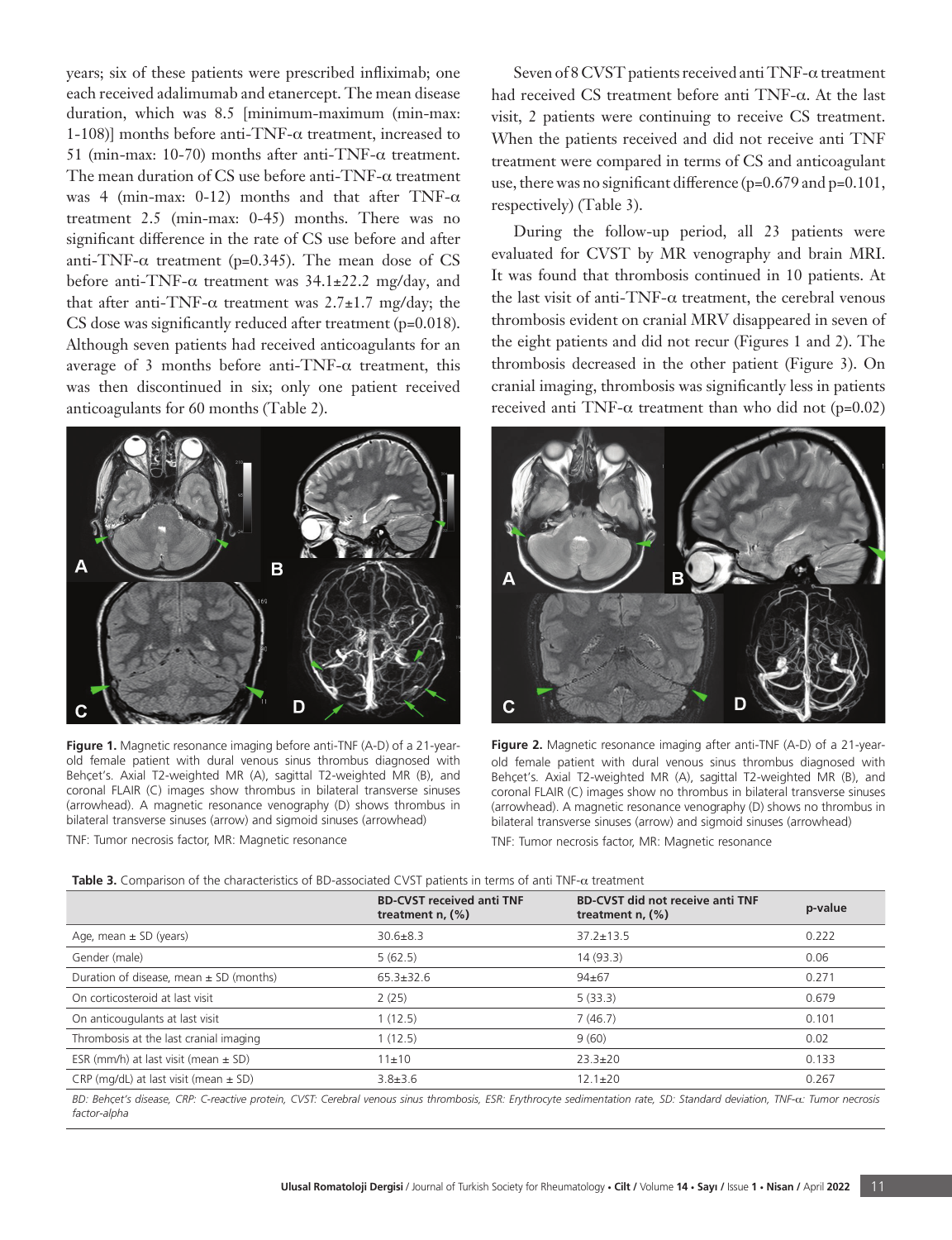years; six of these patients were prescribed infliximab; one each received adalimumab and etanercept. The mean disease duration, which was 8.5 [minimum-maximum (min-max: 1-108)] months before anti-TNF-α treatment, increased to 51 (min-max: 10-70) months after anti-TNF-α treatment. The mean duration of CS use before anti-TNF-α treatment was 4 (min-max: 0-12) months and that after TNF-α treatment 2.5 (min-max: 0-45) months. There was no significant difference in the rate of CS use before and after anti-TNF-α treatment (p=0.345). The mean dose of CS before anti-TNF-α treatment was 34.1±22.2 mg/day, and that after anti-TNF-α treatment was 2.7±1.7 mg/day; the CS dose was significantly reduced after treatment (p=0.018). Although seven patients had received anticoagulants for an average of 3 months before anti-TNF-α treatment, this was then discontinued in six; only one patient received anticoagulants for 60 months (Table 2).

Seven of 8 CVST patients received anti TNF-α treatment had received CS treatment before anti TNF-α. At the last visit, 2 patients were continuing to receive CS treatment. When the patients received and did not receive anti TNF treatment were compared in terms of CS and anticoagulant use, there was no significant difference (p=0.679 and p=0.101, respectively) (Table 3).

During the follow-up period, all 23 patients were evaluated for CVST by MR venography and brain MRI. It was found that thrombosis continued in 10 patients. At the last visit of anti-TNF-α treatment, the cerebral venous thrombosis evident on cranial MRV disappeared in seven of the eight patients and did not recur (Figures 1 and 2). The thrombosis decreased in the other patient (Figure 3). On cranial imaging, thrombosis was significantly less in patients received anti TNF-α treatment than who did not (p=0.02)

**Figure 1.** Magnetic resonance imaging before anti-TNF (A-D) of a 21-year-old female patient with dural venous sinus thrombus diagnosed with Behçet's. Axial T2-weighted MR (A), sagittal T2-weighted MR (B), and coronal FLAIR (C) images show thrombus in bilateral transverse sinuses (arrowhead). A magnetic resonance venography (D) shows thrombus in bilateral transverse sinuses (arrow) and sigmoid sinuses (arrowhead)

TNF: Tumor necrosis factor, MR: Magnetic resonance

**Figure 2.** Magnetic resonance imaging after anti-TNF (A-D) of a 21-year-old female patient with dural venous sinus thrombus diagnosed with Behçet's. Axial T2-weighted MR (A), sagittal T2-weighted MR (B), and coronal FLAIR (C) images show no thrombus in bilateral transverse sinuses (arrowhead). A magnetic resonance venography (D) shows no thrombus in bilateral transverse sinuses (arrow) and sigmoid sinuses (arrowhead)

TNF: Tumor necrosis factor, MR: Magnetic resonance

**Table 3.** Comparison of the characteristics of BD-associated CVST patients in terms of anti TNF-α treatment

| | BD-CVST received anti TNF treatment n, (%) | BD-CVST did not receive anti TNF treatment n, (%) | p-value |
|---|---|---|---|
| Age, mean ± SD (years) | 30.6±8.3 | 37.2±13.5 | 0.222 |
| Gender (male) | 5 (62.5) | 14 (93.3) | 0.06 |
| Duration of disease, mean ± SD (months) | 65.3±32.6 | 94±67 | 0.271 |
| On corticosteroid at last visit | 2 (25) | 5 (33.3) | 0.679 |
| On anticougulants at last visit | 1 (12.5) | 7 (46.7) | 0.101 |
| Thrombosis at the last cranial imaging | 1 (12.5) | 9 (60) | 0.02 |
| ESR (mm/h) at last visit (mean ± SD) | 11±10 | 23.3±20 | 0.133 |
| CRP (mg/dL) at last visit (mean ± SD) | 3.8±3.6 | 12.1±20 | 0.267 |

*BD: Behçet's disease, CRP: C-reactive protein, CVST: Cerebral venous sinus thrombosis, ESR: Erythrocyte sedimentation rate, SD: Standard deviation, TNF-α: Tumor necrosis factor-alpha*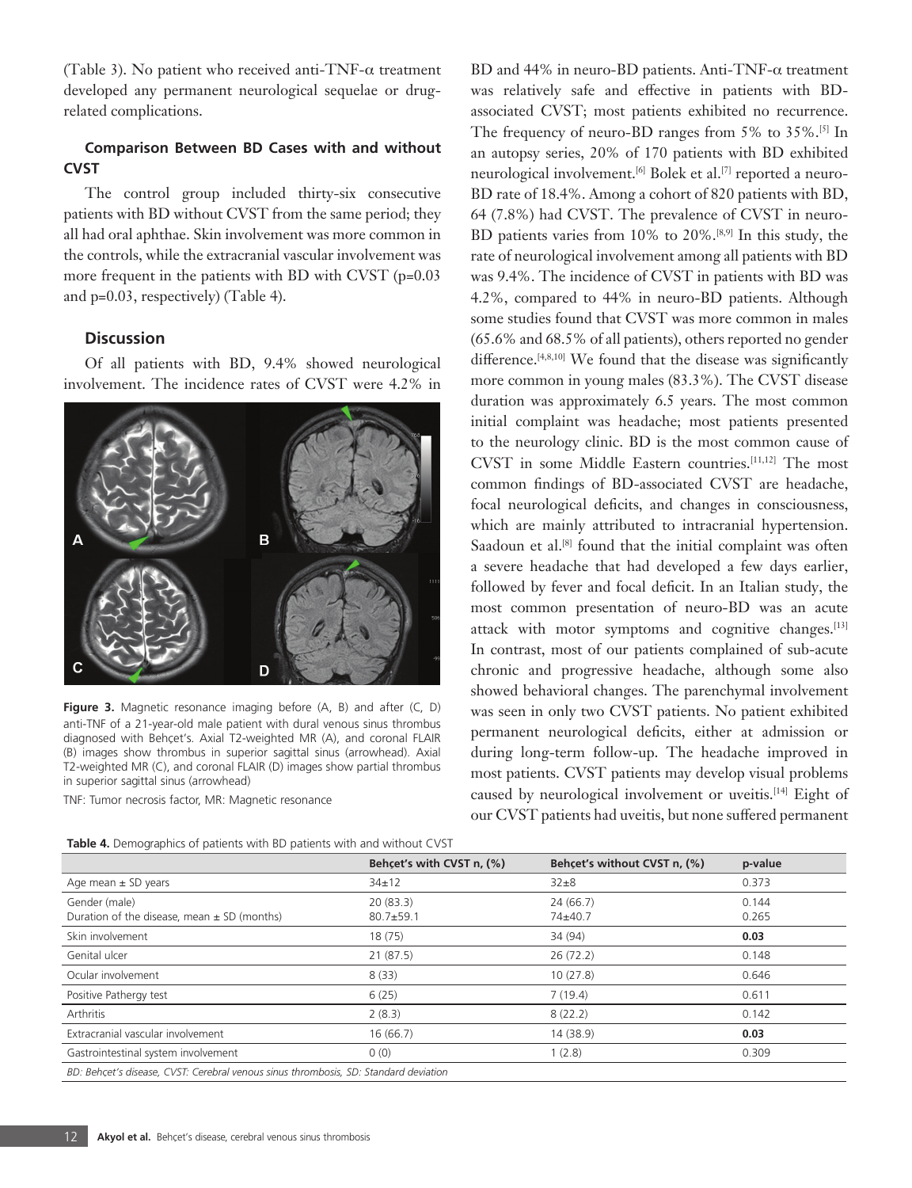(Table 3). No patient who received anti-TNF-α treatment developed any permanent neurological sequelae or drug-related complications.

### Comparison Between BD Cases with and without CVST

The control group included thirty-six consecutive patients with BD without CVST from the same period; they all had oral aphthae. Skin involvement was more common in the controls, while the extracranial vascular involvement was more frequent in the patients with BD with CVST (p=0.03 and p=0.03, respectively) (Table 4).

### Discussion

Of all patients with BD, 9.4% showed neurological involvement. The incidence rates of CVST were 4.2% in BD and 44% in neuro-BD patients. Anti-TNF-α treatment was relatively safe and effective in patients with BD-associated CVST; most patients exhibited no recurrence. The frequency of neuro-BD ranges from 5% to 35%.[5] In an autopsy series, 20% of 170 patients with BD exhibited neurological involvement.[6] Bolek et al.[7] reported a neuro-BD rate of 18.4%. Among a cohort of 820 patients with BD, 64 (7.8%) had CVST. The prevalence of CVST in neuro-BD patients varies from 10% to 20%.[8,9] In this study, the rate of neurological involvement among all patients with BD was 9.4%. The incidence of CVST in patients with BD was 4.2%, compared to 44% in neuro-BD patients. Although some studies found that CVST was more common in males (65.6% and 68.5% of all patients), others reported no gender difference.[4,8,10] We found that the disease was significantly more common in young males (83.3%). The CVST disease duration was approximately 6.5 years. The most common initial complaint was headache; most patients presented to the neurology clinic. BD is the most common cause of CVST in some Middle Eastern countries.[11,12] The most common findings of BD-associated CVST are headache, focal neurological deficits, and changes in consciousness, which are mainly attributed to intracranial hypertension. Saadoun et al.[8] found that the initial complaint was often a severe headache that had developed a few days earlier, followed by fever and focal deficit. In an Italian study, the most common presentation of neuro-BD was an acute attack with motor symptoms and cognitive changes.[13] In contrast, most of our patients complained of sub-acute chronic and progressive headache, although some also showed behavioral changes. The parenchymal involvement was seen in only two CVST patients. No patient exhibited permanent neurological deficits, either at admission or during long-term follow-up. The headache improved in most patients. CVST patients may develop visual problems caused by neurological involvement or uveitis.[14] Eight of our CVST patients had uveitis, but none suffered permanent

**Figure 3.** Magnetic resonance imaging before (A, B) and after (C, D) anti-TNF of a 21-year-old male patient with dural venous sinus thrombus diagnosed with Behçet's. Axial T2-weighted MR (A), and coronal FLAIR (B) images show thrombus in superior sagittal sinus (arrowhead). Axial T2-weighted MR (C), and coronal FLAIR (D) images show partial thrombus in superior sagittal sinus (arrowhead)

TNF: Tumor necrosis factor, MR: Magnetic resonance

**Table 4.** Demographics of patients with BD patients with and without CVST

| | Behçet's with CVST n, (%) | Behçet's without CVST n, (%) | p-value |
|---|---|---|---|
| Age mean ± SD years | 34±12 | 32±8 | 0.373 |
| Gender (male)<br>Duration of the disease, mean ± SD (months) | 20 (83.3)<br>80.7±59.1 | 24 (66.7)<br>74±40.7 | 0.144<br>0.265 |
| Skin involvement | 18 (75) | 34 (94) | **0.03** |
| Genital ulcer | 21 (87.5) | 26 (72.2) | 0.148 |
| Ocular involvement | 8 (33) | 10 (27.8) | 0.646 |
| Positive Pathergy test | 6 (25) | 7 (19.4) | 0.611 |
| Arthritis | 2 (8.3) | 8 (22.2) | 0.142 |
| Extracranial vascular involvement | 16 (66.7) | 14 (38.9) | **0.03** |
| Gastrointestinal system involvement | 0 (0) | 1 (2.8) | 0.309 |

*BD: Behçet's disease, CVST: Cerebral venous sinus thrombosis, SD: Standard deviation*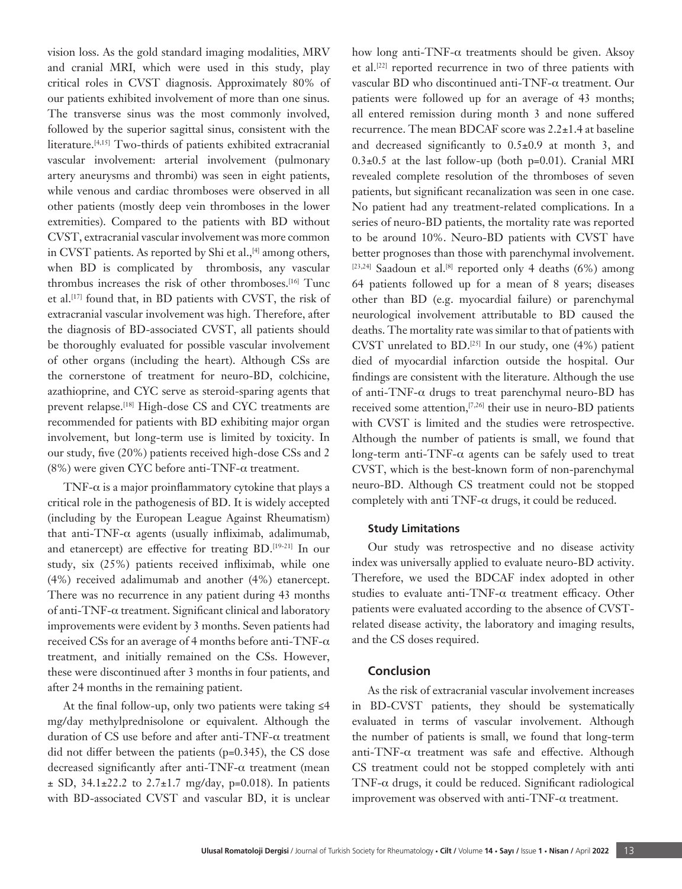vision loss. As the gold standard imaging modalities, MRV and cranial MRI, which were used in this study, play critical roles in CVST diagnosis. Approximately 80% of our patients exhibited involvement of more than one sinus. The transverse sinus was the most commonly involved, followed by the superior sagittal sinus, consistent with the literature.[4,15] Two-thirds of patients exhibited extracranial vascular involvement: arterial involvement (pulmonary artery aneurysms and thrombi) was seen in eight patients, while venous and cardiac thromboses were observed in all other patients (mostly deep vein thromboses in the lower extremities). Compared to the patients with BD without CVST, extracranial vascular involvement was more common in CVST patients. As reported by Shi et al.,[4] among others, when BD is complicated by thrombosis, any vascular thrombus increases the risk of other thromboses.[16] Tunc et al.[17] found that, in BD patients with CVST, the risk of extracranial vascular involvement was high. Therefore, after the diagnosis of BD-associated CVST, all patients should be thoroughly evaluated for possible vascular involvement of other organs (including the heart). Although CSs are the cornerstone of treatment for neuro-BD, colchicine, azathioprine, and CYC serve as steroid-sparing agents that prevent relapse.[18] High-dose CS and CYC treatments are recommended for patients with BD exhibiting major organ involvement, but long-term use is limited by toxicity. In our study, five (20%) patients received high-dose CSs and 2 (8%) were given CYC before anti-TNF-α treatment.

TNF-α is a major proinflammatory cytokine that plays a critical role in the pathogenesis of BD. It is widely accepted (including by the European League Against Rheumatism) that anti-TNF-α agents (usually infliximab, adalimumab, and etanercept) are effective for treating BD.[19-21] In our study, six (25%) patients received infliximab, while one (4%) received adalimumab and another (4%) etanercept. There was no recurrence in any patient during 43 months of anti-TNF-α treatment. Significant clinical and laboratory improvements were evident by 3 months. Seven patients had received CSs for an average of 4 months before anti-TNF-α treatment, and initially remained on the CSs. However, these were discontinued after 3 months in four patients, and after 24 months in the remaining patient.

At the final follow-up, only two patients were taking ≤4 mg/day methylprednisolone or equivalent. Although the duration of CS use before and after anti-TNF-α treatment did not differ between the patients (p=0.345), the CS dose decreased significantly after anti-TNF-α treatment (mean ± SD, 34.1±22.2 to 2.7±1.7 mg/day, p=0.018). In patients with BD-associated CVST and vascular BD, it is unclear how long anti-TNF-α treatments should be given. Aksoy et al.[22] reported recurrence in two of three patients with vascular BD who discontinued anti-TNF-α treatment. Our patients were followed up for an average of 43 months; all entered remission during month 3 and none suffered recurrence. The mean BDCAF score was 2.2±1.4 at baseline and decreased significantly to 0.5±0.9 at month 3, and 0.3±0.5 at the last follow-up (both p=0.01). Cranial MRI revealed complete resolution of the thromboses of seven patients, but significant recanalization was seen in one case. No patient had any treatment-related complications. In a series of neuro-BD patients, the mortality rate was reported to be around 10%. Neuro-BD patients with CVST have better prognoses than those with parenchymal involvement.[23,24] Saadoun et al.[8] reported only 4 deaths (6%) among 64 patients followed up for a mean of 8 years; diseases other than BD (e.g. myocardial failure) or parenchymal neurological involvement attributable to BD caused the deaths. The mortality rate was similar to that of patients with CVST unrelated to BD.[25] In our study, one (4%) patient died of myocardial infarction outside the hospital. Our findings are consistent with the literature. Although the use of anti-TNF-α drugs to treat parenchymal neuro-BD has received some attention,[7,26] their use in neuro-BD patients with CVST is limited and the studies were retrospective. Although the number of patients is small, we found that long-term anti-TNF-α agents can be safely used to treat CVST, which is the best-known form of non-parenchymal neuro-BD. Although CS treatment could not be stopped completely with anti TNF-α drugs, it could be reduced.

### Study Limitations

Our study was retrospective and no disease activity index was universally applied to evaluate neuro-BD activity. Therefore, we used the BDCAF index adopted in other studies to evaluate anti-TNF-α treatment efficacy. Other patients were evaluated according to the absence of CVST-related disease activity, the laboratory and imaging results, and the CS doses required.

## Conclusion

As the risk of extracranial vascular involvement increases in BD-CVST patients, they should be systematically evaluated in terms of vascular involvement. Although the number of patients is small, we found that long-term anti-TNF-α treatment was safe and effective. Although CS treatment could not be stopped completely with anti TNF-α drugs, it could be reduced. Significant radiological improvement was observed with anti-TNF-α treatment.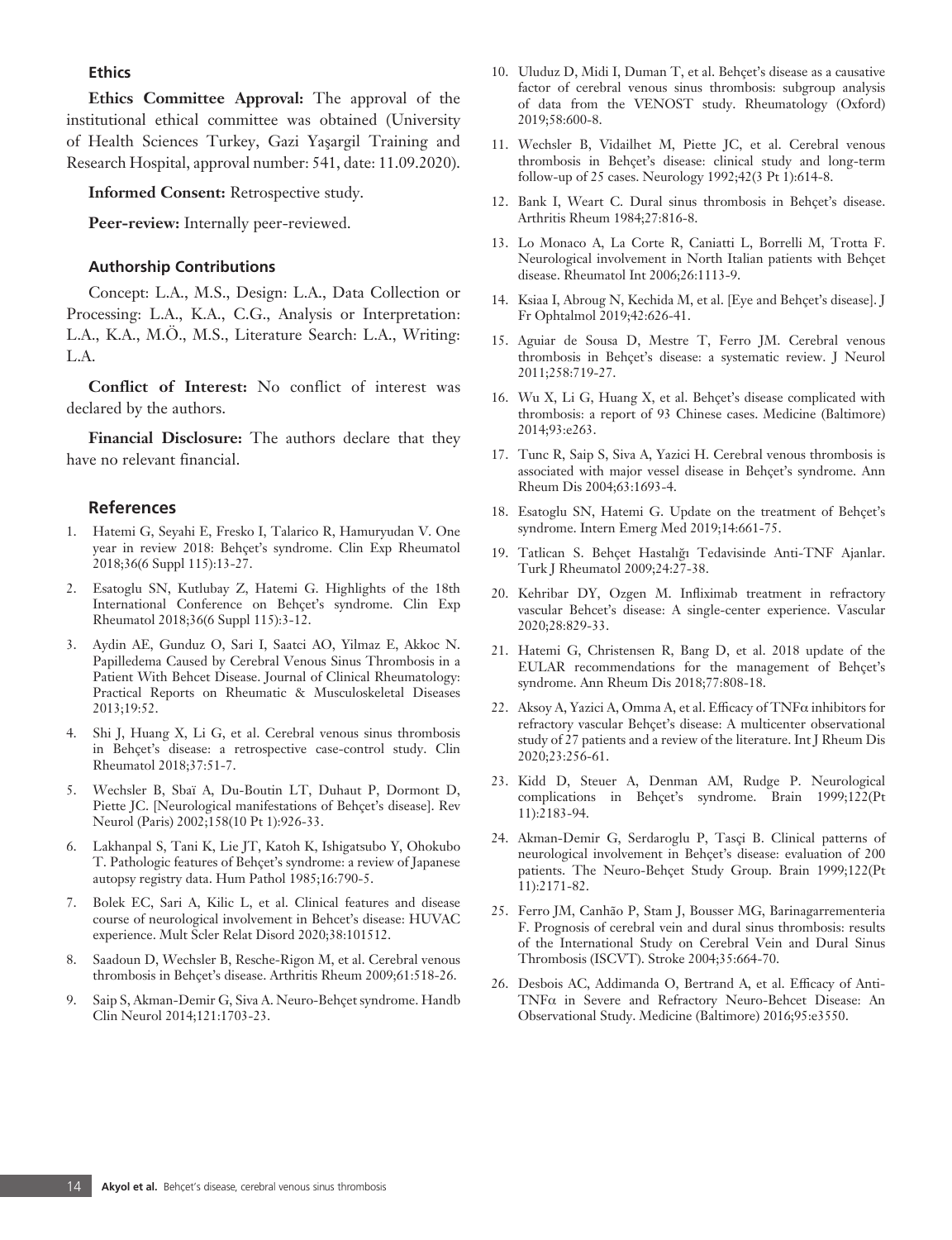### Ethics

**Ethics Committee Approval:** The approval of the institutional ethical committee was obtained (University of Health Sciences Turkey, Gazi Yaşargil Training and Research Hospital, approval number: 541, date: 11.09.2020).

**Informed Consent:** Retrospective study.

**Peer-review:** Internally peer-reviewed.

### Authorship Contributions

Concept: L.A., M.S., Design: L.A., Data Collection or Processing: L.A., K.A., C.G., Analysis or Interpretation: L.A., K.A., M.Ö., M.S., Literature Search: L.A., Writing: L.A.

**Conflict of Interest:** No conflict of interest was declared by the authors.

**Financial Disclosure:** The authors declare that they have no relevant financial.

## References

1. Hatemi G, Seyahi E, Fresko I, Talarico R, Hamuryudan V. One year in review 2018: Behçet's syndrome. Clin Exp Rheumatol 2018;36(6 Suppl 115):13-27.
2. Esatoglu SN, Kutlubay Z, Hatemi G. Highlights of the 18th International Conference on Behçet's syndrome. Clin Exp Rheumatol 2018;36(6 Suppl 115):3-12.
3. Aydin AE, Gunduz O, Sari I, Saatci AO, Yilmaz E, Akkoc N. Papilledema Caused by Cerebral Venous Sinus Thrombosis in a Patient With Behcet Disease. Journal of Clinical Rheumatology: Practical Reports on Rheumatic & Musculoskeletal Diseases 2013;19:52.
4. Shi J, Huang X, Li G, et al. Cerebral venous sinus thrombosis in Behçet's disease: a retrospective case-control study. Clin Rheumatol 2018;37:51-7.
5. Wechsler B, Sbaï A, Du-Boutin LT, Duhaut P, Dormont D, Piette JC. [Neurological manifestations of Behçet's disease]. Rev Neurol (Paris) 2002;158(10 Pt 1):926-33.
6. Lakhanpal S, Tani K, Lie JT, Katoh K, Ishigatsubo Y, Ohokubo T. Pathologic features of Behçet's syndrome: a review of Japanese autopsy registry data. Hum Pathol 1985;16:790-5.
7. Bolek EC, Sari A, Kilic L, et al. Clinical features and disease course of neurological involvement in Behcet's disease: HUVAC experience. Mult Scler Relat Disord 2020;38:101512.
8. Saadoun D, Wechsler B, Resche-Rigon M, et al. Cerebral venous thrombosis in Behçet's disease. Arthritis Rheum 2009;61:518-26.
9. Saip S, Akman-Demir G, Siva A. Neuro-Behçet syndrome. Handb Clin Neurol 2014;121:1703-23.
10. Uluduz D, Midi I, Duman T, et al. Behçet's disease as a causative factor of cerebral venous sinus thrombosis: subgroup analysis of data from the VENOST study. Rheumatology (Oxford) 2019;58:600-8.
11. Wechsler B, Vidailhet M, Piette JC, et al. Cerebral venous thrombosis in Behçet's disease: clinical study and long-term follow-up of 25 cases. Neurology 1992;42(3 Pt 1):614-8.
12. Bank I, Weart C. Dural sinus thrombosis in Behçet's disease. Arthritis Rheum 1984;27:816-8.
13. Lo Monaco A, La Corte R, Caniatti L, Borrelli M, Trotta F. Neurological involvement in North Italian patients with Behçet disease. Rheumatol Int 2006;26:1113-9.
14. Ksiaa I, Abroug N, Kechida M, et al. [Eye and Behçet's disease]. J Fr Ophtalmol 2019;42:626-41.
15. Aguiar de Sousa D, Mestre T, Ferro JM. Cerebral venous thrombosis in Behçet's disease: a systematic review. J Neurol 2011;258:719-27.
16. Wu X, Li G, Huang X, et al. Behçet's disease complicated with thrombosis: a report of 93 Chinese cases. Medicine (Baltimore) 2014;93:e263.
17. Tunc R, Saip S, Siva A, Yazici H. Cerebral venous thrombosis is associated with major vessel disease in Behçet's syndrome. Ann Rheum Dis 2004;63:1693-4.
18. Esatoglu SN, Hatemi G. Update on the treatment of Behçet's syndrome. Intern Emerg Med 2019;14:661-75.
19. Tatlican S. Behçet Hastalığı Tedavisinde Anti-TNF Ajanlar. Turk J Rheumatol 2009;24:27-38.
20. Kehribar DY, Ozgen M. Infliximab treatment in refractory vascular Behcet's disease: A single-center experience. Vascular 2020;28:829-33.
21. Hatemi G, Christensen R, Bang D, et al. 2018 update of the EULAR recommendations for the management of Behçet's syndrome. Ann Rheum Dis 2018;77:808-18.
22. Aksoy A, Yazici A, Omma A, et al. Efficacy of TNFα inhibitors for refractory vascular Behçet's disease: A multicenter observational study of 27 patients and a review of the literature. Int J Rheum Dis 2020;23:256-61.
23. Kidd D, Steuer A, Denman AM, Rudge P. Neurological complications in Behçet's syndrome. Brain 1999;122(Pt 11):2183-94.
24. Akman-Demir G, Serdaroglu P, Tasçi B. Clinical patterns of neurological involvement in Behçet's disease: evaluation of 200 patients. The Neuro-Behçet Study Group. Brain 1999;122(Pt 11):2171-82.
25. Ferro JM, Canhão P, Stam J, Bousser MG, Barinagarrementeria F. Prognosis of cerebral vein and dural sinus thrombosis: results of the International Study on Cerebral Vein and Dural Sinus Thrombosis (ISCVT). Stroke 2004;35:664-70.
26. Desbois AC, Addimanda O, Bertrand A, et al. Efficacy of Anti-TNFα in Severe and Refractory Neuro-Behcet Disease: An Observational Study. Medicine (Baltimore) 2016;95:e3550.